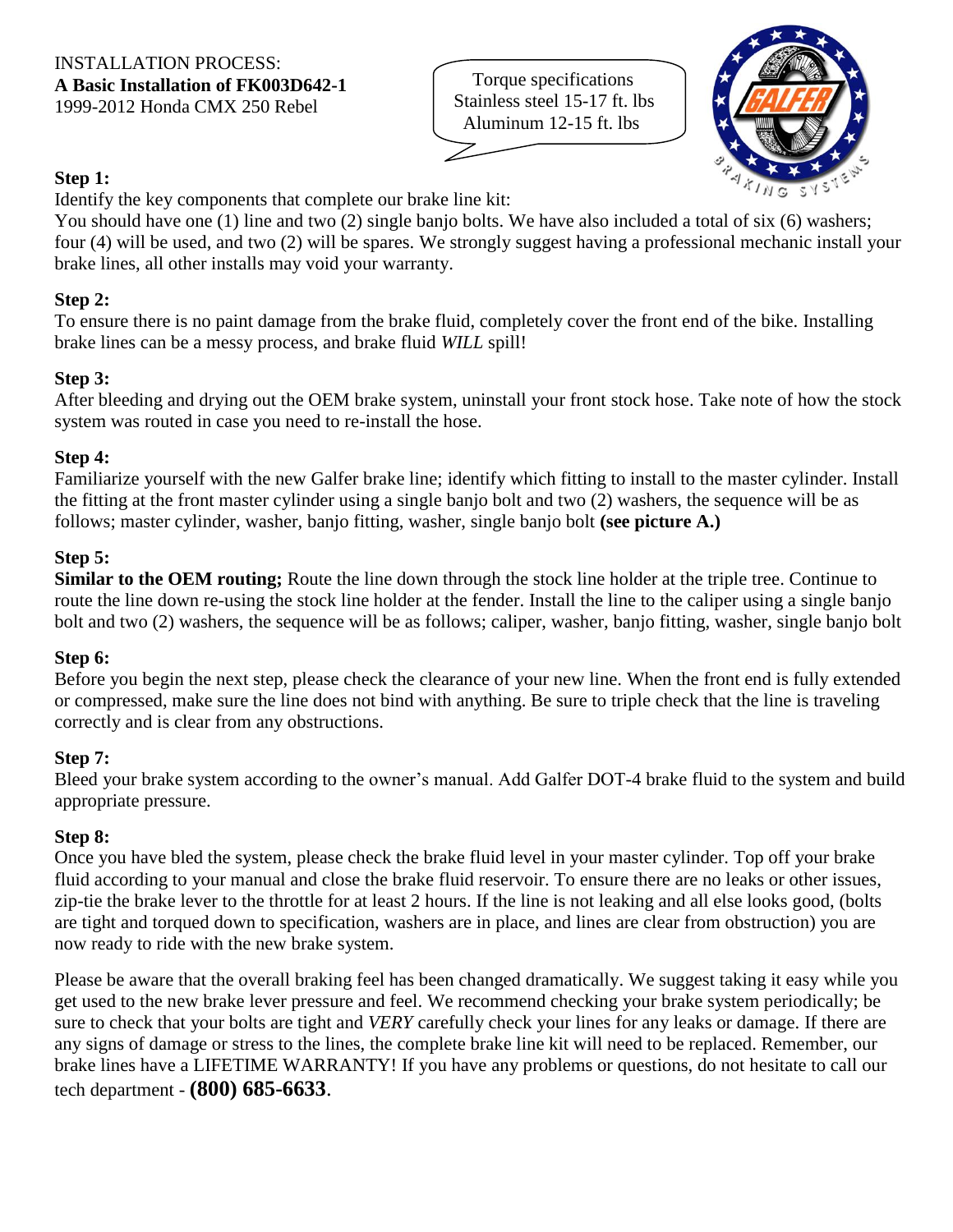INSTALLATION PROCESS:
**A Basic Installation of FK003D642-1**
1999-2012 Honda CMX 250 Rebel

Torque specifications
Stainless steel 15-17 ft. lbs
Aluminum 12-15 ft. lbs

**Step 1:**
Identify the key components that complete our brake line kit:
You should have one (1) line and two (2) single banjo bolts. We have also included a total of six (6) washers; four (4) will be used, and two (2) will be spares. We strongly suggest having a professional mechanic install your brake lines, all other installs may void your warranty.

**Step 2:**
To ensure there is no paint damage from the brake fluid, completely cover the front end of the bike. Installing brake lines can be a messy process, and brake fluid *WILL* spill!

**Step 3:**
After bleeding and drying out the OEM brake system, uninstall your front stock hose. Take note of how the stock system was routed in case you need to re-install the hose.

**Step 4:**
Familiarize yourself with the new Galfer brake line; identify which fitting to install to the master cylinder. Install the fitting at the front master cylinder using a single banjo bolt and two (2) washers, the sequence will be as follows; master cylinder, washer, banjo fitting, washer, single banjo bolt **(see picture A.)**

**Step 5:**
**Similar to the OEM routing;** Route the line down through the stock line holder at the triple tree. Continue to route the line down re-using the stock line holder at the fender. Install the line to the caliper using a single banjo bolt and two (2) washers, the sequence will be as follows; caliper, washer, banjo fitting, washer, single banjo bolt

**Step 6:**
Before you begin the next step, please check the clearance of your new line. When the front end is fully extended or compressed, make sure the line does not bind with anything. Be sure to triple check that the line is traveling correctly and is clear from any obstructions.

**Step 7:**
Bleed your brake system according to the owner's manual. Add Galfer DOT-4 brake fluid to the system and build appropriate pressure.

**Step 8:**
Once you have bled the system, please check the brake fluid level in your master cylinder. Top off your brake fluid according to your manual and close the brake fluid reservoir. To ensure there are no leaks or other issues, zip-tie the brake lever to the throttle for at least 2 hours. If the line is not leaking and all else looks good, (bolts are tight and torqued down to specification, washers are in place, and lines are clear from obstruction) you are now ready to ride with the new brake system.

Please be aware that the overall braking feel has been changed dramatically. We suggest taking it easy while you get used to the new brake lever pressure and feel. We recommend checking your brake system periodically; be sure to check that your bolts are tight and *VERY* carefully check your lines for any leaks or damage. If there are any signs of damage or stress to the lines, the complete brake line kit will need to be replaced. Remember, our brake lines have a LIFETIME WARRANTY! If you have any problems or questions, do not hesitate to call our tech department - **(800) 685-6633**.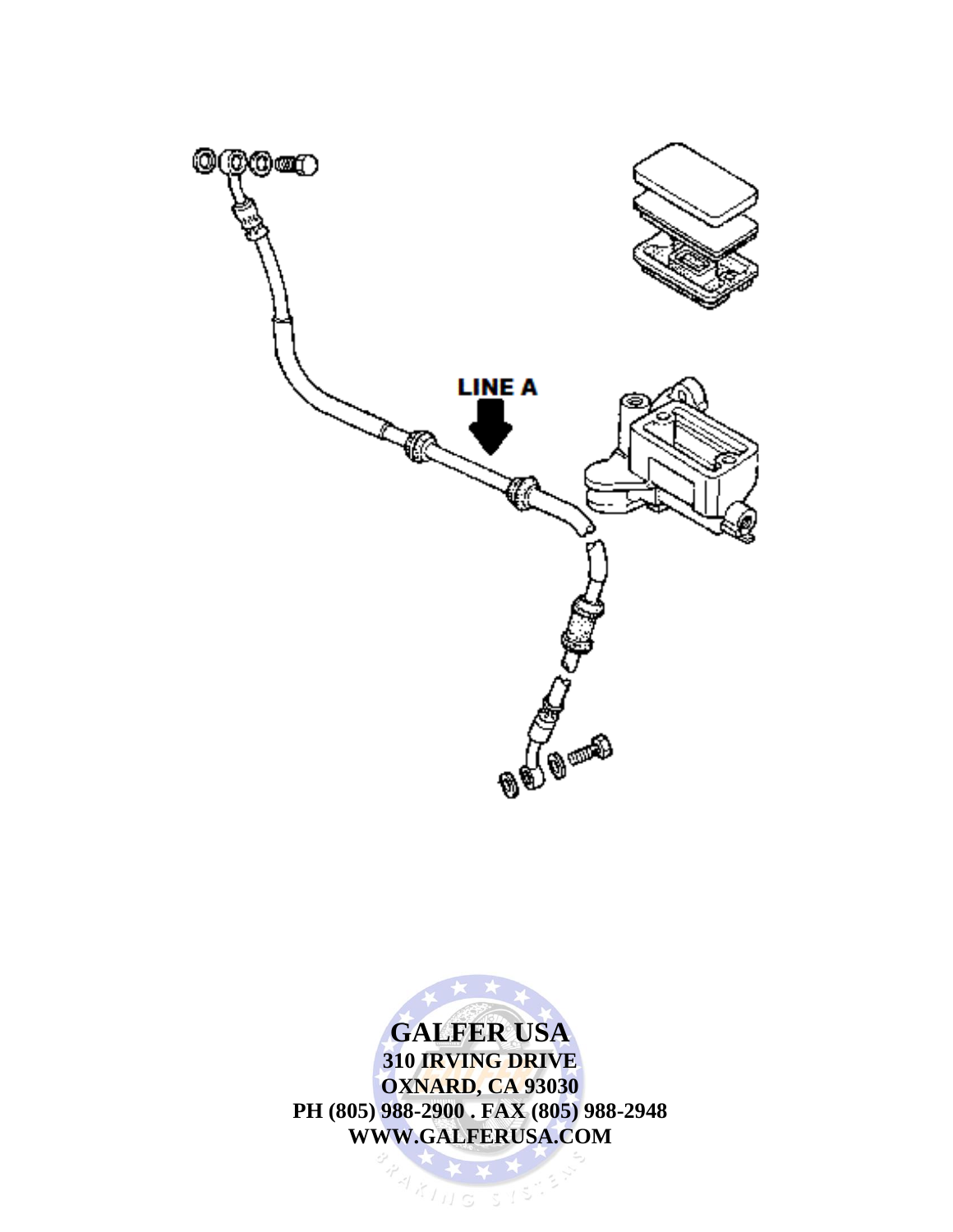LINE A

**GALFER USA**
**310 IRVING DRIVE**
**OXNARD, CA 93030**
**PH (805) 988-2900 . FAX (805) 988-2948**
**WWW.GALFERUSA.COM**